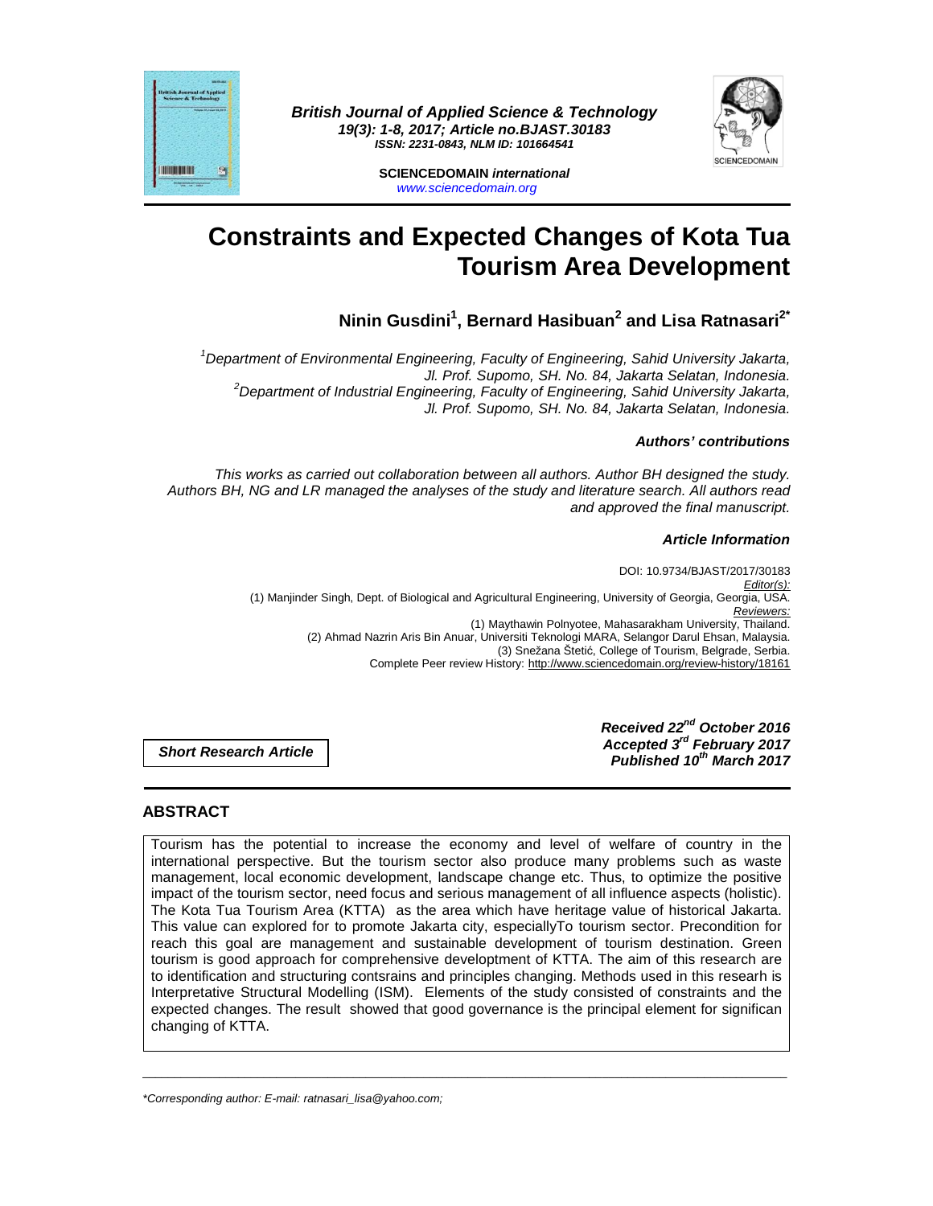British Journal of Applied Science & Technology
19(3): 1-8, 2017; Article no.BJAST.30183
ISSN: 2231-0843, NLM ID: 101664541

SCIENCEDOMAIN *international*
www.sciencedomain.org

# Constraints and Expected Changes of Kota Tua Tourism Area Development

**Ninin Gusdini[1], Bernard Hasibuan[2] and Lisa Ratnasari[2*]**

*[1]Department of Environmental Engineering, Faculty of Engineering, Sahid University Jakarta, Jl. Prof. Supomo, SH. No. 84, Jakarta Selatan, Indonesia.*
*[2]Department of Industrial Engineering, Faculty of Engineering, Sahid University Jakarta, Jl. Prof. Supomo, SH. No. 84, Jakarta Selatan, Indonesia.*

***Authors' contributions***

*This works as carried out collaboration between all authors. Author BH designed the study. Authors BH, NG and LR managed the analyses of the study and literature search. All authors read and approved the final manuscript.*

***Article Information***

DOI: 10.9734/BJAST/2017/30183
Editor(s):
(1) Manjinder Singh, Dept. of Biological and Agricultural Engineering, University of Georgia, Georgia, USA.
Reviewers:
(1) Maythawin Polnyotee, Mahasarakham University, Thailand.
(2) Ahmad Nazrin Aris Bin Anuar, Universiti Teknologi MARA, Selangor Darul Ehsan, Malaysia.
(3) Snežana Štetić, College of Tourism, Belgrade, Serbia.
Complete Peer review History: http://www.sciencedomain.org/review-history/18161

**Short Research Article**

***Received 22nd October 2016***
***Accepted 3rd February 2017***
***Published 10th March 2017***

## ABSTRACT

Tourism has the potential to increase the economy and level of welfare of country in the international perspective. But the tourism sector also produce many problems such as waste management, local economic development, landscape change etc. Thus, to optimize the positive impact of the tourism sector, need focus and serious management of all influence aspects (holistic). The Kota Tua Tourism Area (KTTA) as the area which have heritage value of historical Jakarta. This value can explored for to promote Jakarta city, especiallyTo tourism sector. Precondition for reach this goal are management and sustainable development of tourism destination. Green tourism is good approach for comprehensive developtment of KTTA. The aim of this research are to identification and structuring contsrains and principles changing. Methods used in this researh is Interpretative Structural Modelling (ISM). Elements of the study consisted of constraints and the expected changes. The result showed that good governance is the principal element for significan changing of KTTA.

*\*Corresponding author: E-mail: ratnasari_lisa@yahoo.com;*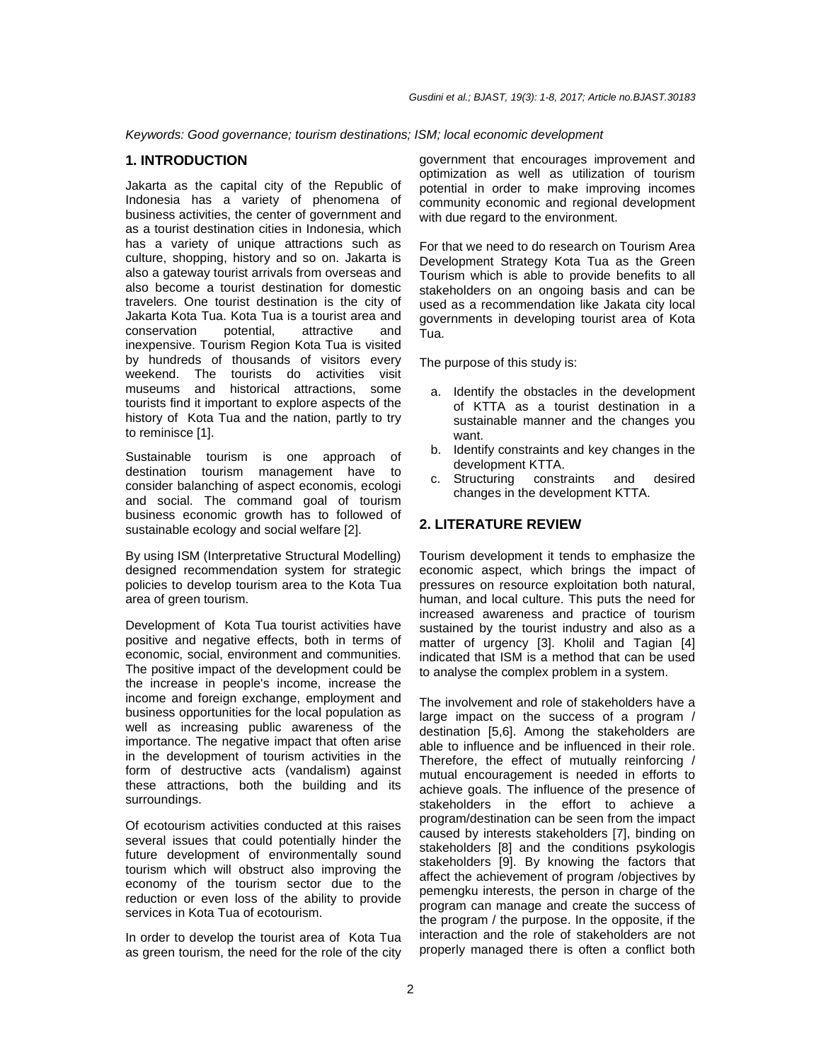*Keywords: Good governance; tourism destinations; ISM; local economic development*

## 1. INTRODUCTION

Jakarta as the capital city of the Republic of Indonesia has a variety of phenomena of business activities, the center of government and as a tourist destination cities in Indonesia, which has a variety of unique attractions such as culture, shopping, history and so on. Jakarta is also a gateway tourist arrivals from overseas and also become a tourist destination for domestic travelers. One tourist destination is the city of Jakarta Kota Tua. Kota Tua is a tourist area and conservation potential, attractive and inexpensive. Tourism Region Kota Tua is visited by hundreds of thousands of visitors every weekend. The tourists do activities visit museums and historical attractions, some tourists find it important to explore aspects of the history of Kota Tua and the nation, partly to try to reminisce [1].

Sustainable tourism is one approach of destination tourism management have to consider balanching of aspect economis, ecologi and social. The command goal of tourism business economic growth has to followed of sustainable ecology and social welfare [2].

By using ISM (Interpretative Structural Modelling) designed recommendation system for strategic policies to develop tourism area to the Kota Tua area of green tourism.

Development of Kota Tua tourist activities have positive and negative effects, both in terms of economic, social, environment and communities. The positive impact of the development could be the increase in people's income, increase the income and foreign exchange, employment and business opportunities for the local population as well as increasing public awareness of the importance. The negative impact that often arise in the development of tourism activities in the form of destructive acts (vandalism) against these attractions, both the building and its surroundings.

Of ecotourism activities conducted at this raises several issues that could potentially hinder the future development of environmentally sound tourism which will obstruct also improving the economy of the tourism sector due to the reduction or even loss of the ability to provide services in Kota Tua of ecotourism.

In order to develop the tourist area of Kota Tua as green tourism, the need for the role of the city government that encourages improvement and optimization as well as utilization of tourism potential in order to make improving incomes community economic and regional development with due regard to the environment.

For that we need to do research on Tourism Area Development Strategy Kota Tua as the Green Tourism which is able to provide benefits to all stakeholders on an ongoing basis and can be used as a recommendation like Jakata city local governments in developing tourist area of Kota Tua.

The purpose of this study is:

a. Identify the obstacles in the development of KTTA as a tourist destination in a sustainable manner and the changes you want.
b. Identify constraints and key changes in the development KTTA.
c. Structuring constraints and desired changes in the development KTTA.

## 2. LITERATURE REVIEW

Tourism development it tends to emphasize the economic aspect, which brings the impact of pressures on resource exploitation both natural, human, and local culture. This puts the need for increased awareness and practice of tourism sustained by the tourist industry and also as a matter of urgency [3]. Kholil and Tagian [4] indicated that ISM is a method that can be used to analyse the complex problem in a system.

The involvement and role of stakeholders have a large impact on the success of a program / destination [5,6]. Among the stakeholders are able to influence and be influenced in their role. Therefore, the effect of mutually reinforcing / mutual encouragement is needed in efforts to achieve goals. The influence of the presence of stakeholders in the effort to achieve a program/destination can be seen from the impact caused by interests stakeholders [7], binding on stakeholders [8] and the conditions psykologis stakeholders [9]. By knowing the factors that affect the achievement of program /objectives by pemengku interests, the person in charge of the program can manage and create the success of the program / the purpose. In the opposite, if the interaction and the role of stakeholders are not properly managed there is often a conflict both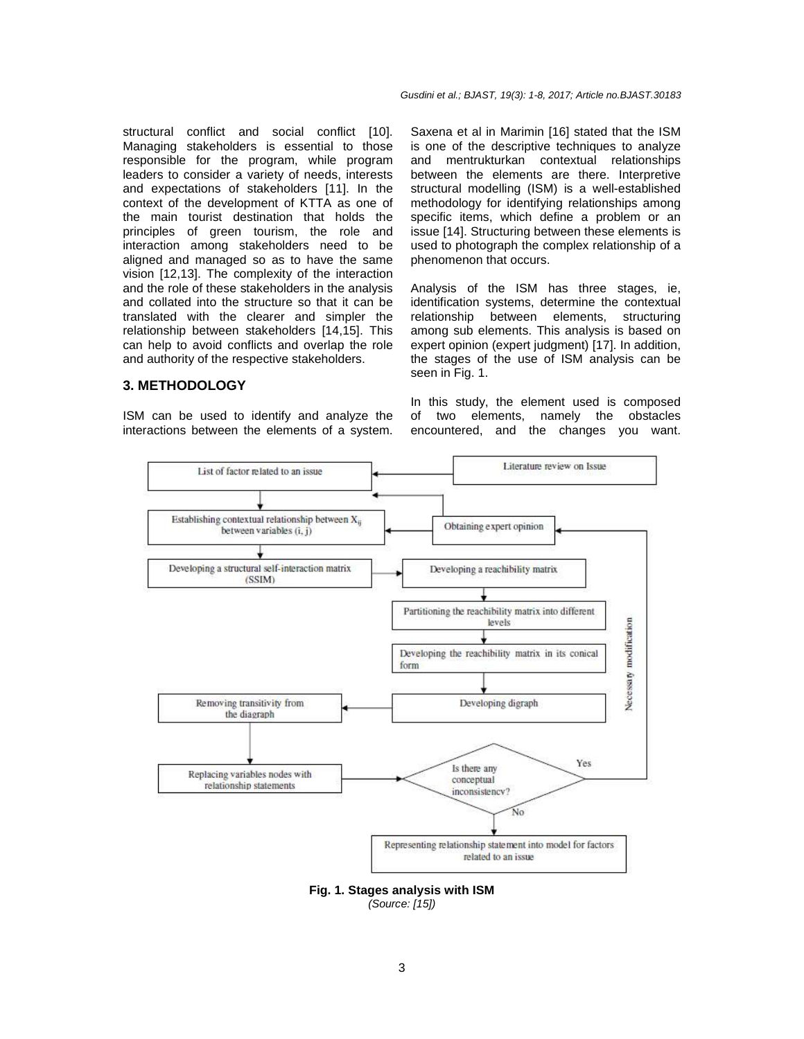structural conflict and social conflict [10]. Managing stakeholders is essential to those responsible for the program, while program leaders to consider a variety of needs, interests and expectations of stakeholders [11]. In the context of the development of KTTA as one of the main tourist destination that holds the principles of green tourism, the role and interaction among stakeholders need to be aligned and managed so as to have the same vision [12,13]. The complexity of the interaction and the role of these stakeholders in the analysis and collated into the structure so that it can be translated with the clearer and simpler the relationship between stakeholders [14,15]. This can help to avoid conflicts and overlap the role and authority of the respective stakeholders.

## 3. METHODOLOGY

ISM can be used to identify and analyze the interactions between the elements of a system. Saxena et al in Marimin [16] stated that the ISM is one of the descriptive techniques to analyze and mentrukturkan contextual relationships between the elements are there. Interpretive structural modelling (ISM) is a well-established methodology for identifying relationships among specific items, which define a problem or an issue [14]. Structuring between these elements is used to photograph the complex relationship of a phenomenon that occurs.

Analysis of the ISM has three stages, ie, identification systems, determine the contextual relationship between elements, structuring among sub elements. This analysis is based on expert opinion (expert judgment) [17]. In addition, the stages of the use of ISM analysis can be seen in Fig. 1.

In this study, the element used is composed of two elements, namely the obstacles encountered, and the changes you want.

**Fig. 1. Stages analysis with ISM**
*(Source: [15])*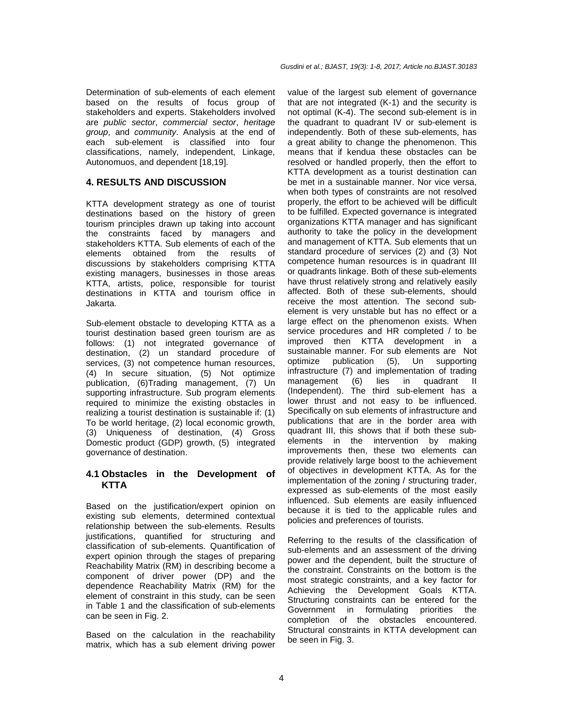Determination of sub-elements of each element based on the results of focus group of stakeholders and experts. Stakeholders involved are *public sector*, *commercial sector*, *heritage group*, and *community*. Analysis at the end of each sub-element is classified into four classifications, namely, independent, Linkage, Autonomuos, and dependent [18,19].

## 4. RESULTS AND DISCUSSION

KTTA development strategy as one of tourist destinations based on the history of green tourism principles drawn up taking into account the constraints faced by managers and stakeholders KTTA. Sub elements of each of the elements obtained from the results of discussions by stakeholders comprising KTTA existing managers, businesses in those areas KTTA, artists, police, responsible for tourist destinations in KTTA and tourism office in Jakarta.

Sub-element obstacle to developing KTTA as a tourist destination based green tourism are as follows: (1) not integrated governance of destination, (2) un standard procedure of services, (3) not competence human resources, (4) In secure situation, (5) Not optimize publication, (6)Trading management, (7) Un supporting infrastructure. Sub program elements required to minimize the existing obstacles in realizing a tourist destination is sustainable if: (1) To be world heritage, (2) local economic growth, (3) Uniqueness of destination, (4) Gross Domestic product (GDP) growth, (5) integrated governance of destination.

### 4.1 Obstacles in the Development of KTTA

Based on the justification/expert opinion on existing sub elements, determined contextual relationship between the sub-elements. Results justifications, quantified for structuring and classification of sub-elements. Quantification of expert opinion through the stages of preparing Reachability Matrix (RM) in describing become a component of driver power (DP) and the dependence Reachability Matrix (RM) for the element of constraint in this study, can be seen in Table 1 and the classification of sub-elements can be seen in Fig. 2.

Based on the calculation in the reachability matrix, which has a sub element driving power value of the largest sub element of governance that are not integrated (K-1) and the security is not optimal (K-4). The second sub-element is in the quadrant to quadrant IV or sub-element is independently. Both of these sub-elements, has a great ability to change the phenomenon. This means that if kendua these obstacles can be resolved or handled properly, then the effort to KTTA development as a tourist destination can be met in a sustainable manner. Nor vice versa, when both types of constraints are not resolved properly, the effort to be achieved will be difficult to be fulfilled. Expected governance is integrated organizations KTTA manager and has significant authority to take the policy in the development and management of KTTA. Sub elements that un standard procedure of services (2) and (3) Not competence human resources is in quadrant III or quadrants linkage. Both of these sub-elements have thrust relatively strong and relatively easily affected. Both of these sub-elements, should receive the most attention. The second sub-element is very unstable but has no effect or a large effect on the phenomenon exists. When service procedures and HR completed / to be improved then KTTA development in a sustainable manner. For sub elements are Not optimize publication (5), Un supporting infrastructure (7) and implementation of trading management (6) lies in quadrant II (Independent). The third sub-element has a lower thrust and not easy to be influenced. Specifically on sub elements of infrastructure and publications that are in the border area with quadrant III, this shows that if both these sub-elements in the intervention by making improvements then, these two elements can provide relatively large boost to the achievement of objectives in development KTTA. As for the implementation of the zoning / structuring trader, expressed as sub-elements of the most easily influenced. Sub elements are easily influenced because it is tied to the applicable rules and policies and preferences of tourists.

Referring to the results of the classification of sub-elements and an assessment of the driving power and the dependent, built the structure of the constraint. Constraints on the bottom is the most strategic constraints, and a key factor for Achieving the Development Goals KTTA. Structuring constraints can be entered for the Government in formulating priorities the completion of the obstacles encountered. Structural constraints in KTTA development can be seen in Fig. 3.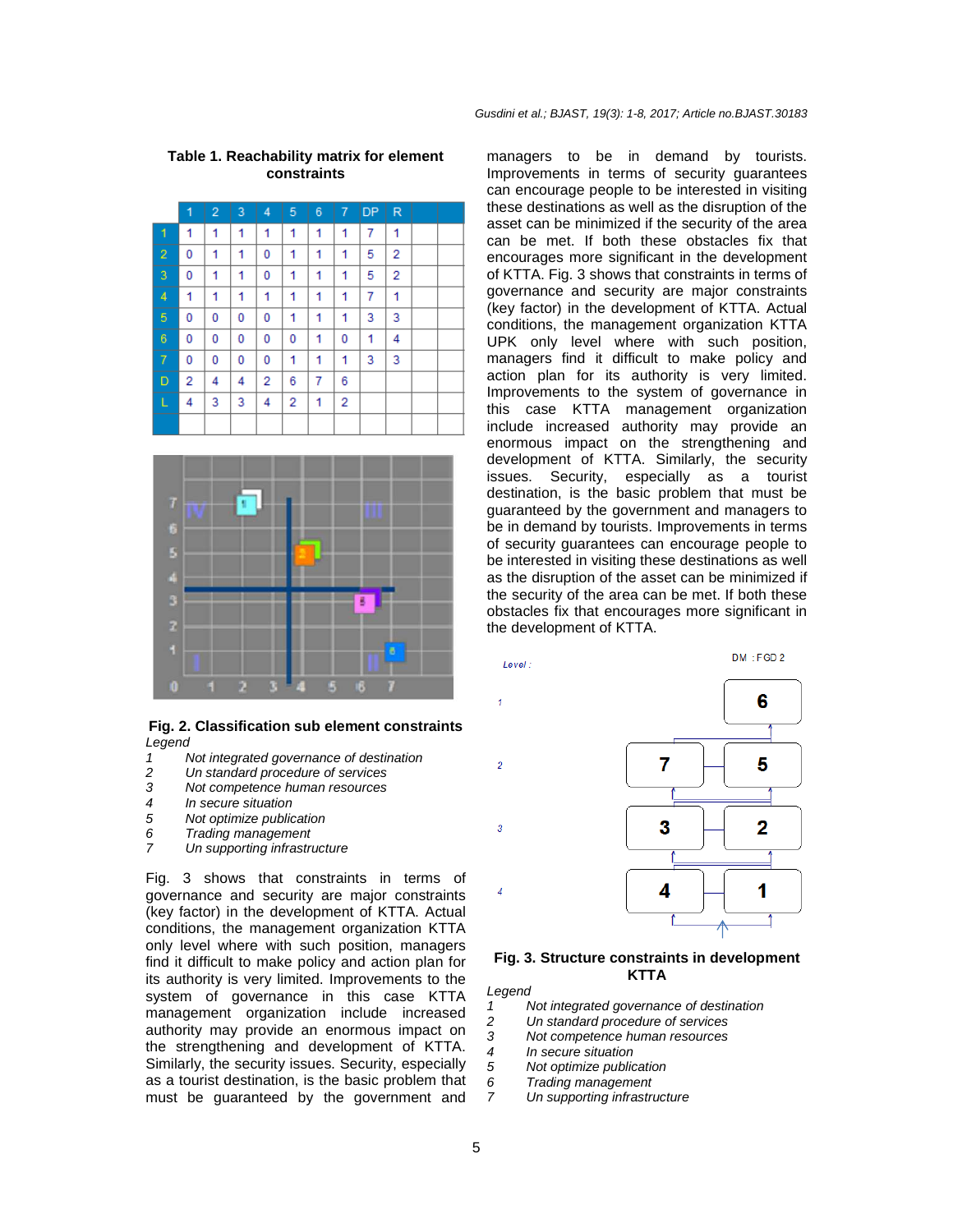**Table 1. Reachability matrix for element constraints**

|   | 1 | 2 | 3 | 4 | 5 | 6 | 7 | DP | R |
|---|---|---|---|---|---|---|---|---|---|
| 1 | 1 | 1 | 1 | 1 | 1 | 1 | 1 | 7 | 1 |
| 2 | 0 | 1 | 1 | 0 | 1 | 1 | 1 | 5 | 2 |
| 3 | 0 | 1 | 1 | 0 | 1 | 1 | 1 | 5 | 2 |
| 4 | 1 | 1 | 1 | 1 | 1 | 1 | 1 | 7 | 1 |
| 5 | 0 | 0 | 0 | 0 | 1 | 1 | 1 | 3 | 3 |
| 6 | 0 | 0 | 0 | 0 | 0 | 1 | 0 | 1 | 4 |
| 7 | 0 | 0 | 0 | 0 | 1 | 1 | 1 | 3 | 3 |
| D | 2 | 4 | 4 | 2 | 6 | 7 | 6 |  |  |
| L | 4 | 3 | 3 | 4 | 2 | 1 | 2 |  |  |

**Fig. 2. Classification sub element constraints**

*Legend*

1. *Not integrated governance of destination*
2. *Un standard procedure of services*
3. *Not competence human resources*
4. *In secure situation*
5. *Not optimize publication*
6. *Trading management*
7. *Un supporting infrastructure*

Fig. 3 shows that constraints in terms of governance and security are major constraints (key factor) in the development of KTTA. Actual conditions, the management organization KTTA only level with such position, managers find it difficult to make policy and action plan for its authority is very limited. Improvements to the system of governance in this case KTTA management organization include increased authority may provide an enormous impact on the strengthening and development of KTTA. Similarly, the security issues. Security, especially as a tourist destination, is the basic problem that must be guaranteed by the government and managers to be in demand by tourists. Improvements in terms of security guarantees can encourage people to be interested in visiting these destinations as well as the disruption of the asset can be minimized if the security of the area can be met. If both these obstacles fix that encourages more significant in the development of KTTA. Fig. 3 shows that constraints in terms of governance and security are major constraints (key factor) in the development of KTTA. Actual conditions, the management organization KTTA UPK only level where with such position, managers find it difficult to make policy and action plan for its authority is very limited. Improvements to the system of governance in this case KTTA management organization include increased authority may provide an enormous impact on the strengthening and development of KTTA. Similarly, the security issues. Security, especially as a tourist destination, is the basic problem that must be guaranteed by the government and managers to be in demand by tourists. Improvements in terms of security guarantees can encourage people to be interested in visiting these destinations as well as the disruption of the asset can be minimized if the security of the area can be met. If both these obstacles fix that encourages more significant in the development of KTTA.

**Fig. 3. Structure constraints in development KTTA**

*Legend*

1. *Not integrated governance of destination*
2. *Un standard procedure of services*
3. *Not competence human resources*
4. *In secure situation*
5. *Not optimize publication*
6. *Trading management*
7. *Un supporting infrastructure*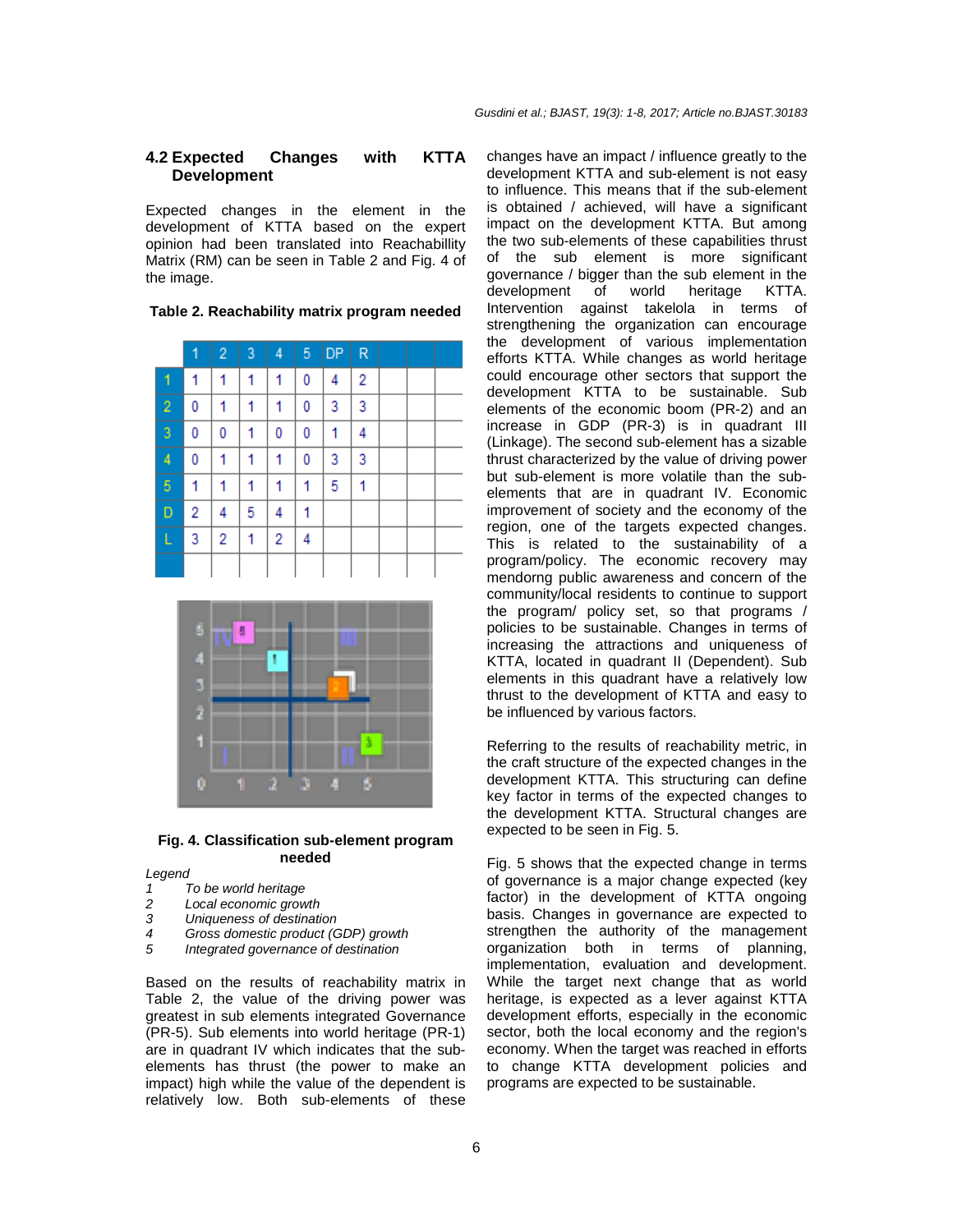### 4.2 Expected Changes with KTTA Development

Expected changes in the element in the development of KTTA based on the expert opinion had been translated into Reachabillity Matrix (RM) can be seen in Table 2 and Fig. 4 of the image.

**Table 2. Reachability matrix program needed**

| | 1 | 2 | 3 | 4 | 5 | DP | R |
|---|---|---|---|---|---|---|---|
| 1 | 1 | 1 | 1 | 1 | 0 | 4 | 2 |
| 2 | 0 | 1 | 1 | 1 | 0 | 3 | 3 |
| 3 | 0 | 0 | 1 | 0 | 0 | 1 | 4 |
| 4 | 0 | 1 | 1 | 1 | 0 | 3 | 3 |
| 5 | 1 | 1 | 1 | 1 | 1 | 5 | 1 |
| D | 2 | 4 | 5 | 4 | 1 | | |
| L | 3 | 2 | 1 | 2 | 4 | | |

**Fig. 4. Classification sub-element program needed**

*Legend*

1 *To be world heritage*
2 *Local economic growth*
3 *Uniqueness of destination*
4 *Gross domestic product (GDP) growth*
5 *Integrated governance of destination*

Based on the results of reachability matrix in Table 2, the value of the driving power was greatest in sub elements integrated Governance (PR-5). Sub elements into world heritage (PR-1) are in quadrant IV which indicates that the sub-elements has thrust (the power to make an impact) high while the value of the dependent is relatively low. Both sub-elements of these changes have an impact / influence greatly to the development KTTA and sub-element is not easy to influence. This means that if the sub-element is obtained / achieved, will have a significant impact on the development KTTA. But among the two sub-elements of these capabilities thrust of the sub element is more significant governance / bigger than the sub element in the development of world heritage KTTA. Intervention against takelola in terms of strengthening the organization can encourage the development of various implementation efforts KTTA. While changes as world heritage could encourage other sectors that support the development KTTA to be sustainable. Sub elements of the economic boom (PR-2) and an increase in GDP (PR-3) is in quadrant III (Linkage). The second sub-element has a sizable thrust characterized by the value of driving power but sub-element is more volatile than the sub-elements that are in quadrant IV. Economic improvement of society and the economy of the region, one of the targets expected changes. This is related to the sustainability of a program/policy. The economic recovery may mendorng public awareness and concern of the community/local residents to continue to support the program/ policy set, so that programs / policies to be sustainable. Changes in terms of increasing the attractions and uniqueness of KTTA, located in quadrant II (Dependent). Sub elements in this quadrant have a relatively low thrust to the development of KTTA and easy to be influenced by various factors.

Referring to the results of reachability metric, in the craft structure of the expected changes in the development KTTA. This structuring can define key factor in terms of the expected changes to the development KTTA. Structural changes are expected to be seen in Fig. 5.

Fig. 5 shows that the expected change in terms of governance is a major change expected (key factor) in the development of KTTA ongoing basis. Changes in governance are expected to strengthen the authority of the management organization both in terms of planning, implementation, evaluation and development. While the target next change that as world heritage, is expected as a lever against KTTA development efforts, especially in the economic sector, both the local economy and the region's economy. When the target was reached in efforts to change KTTA development policies and programs are expected to be sustainable.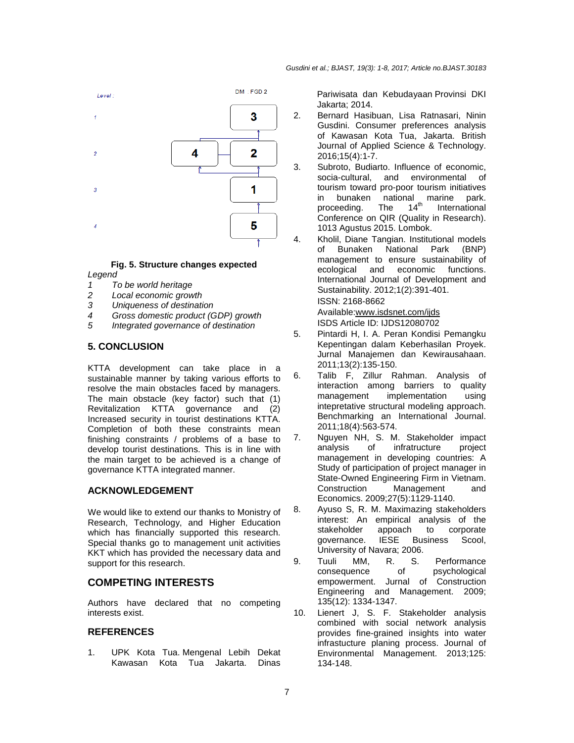**Fig. 5. Structure changes expected**

*Legend*

1. *To be world heritage*
2. *Local economic growth*
3. *Uniqueness of destination*
4. *Gross domestic product (GDP) growth*
5. *Integrated governance of destination*

## 5. CONCLUSION

KTTA development can take place in a sustainable manner by taking various efforts to resolve the main obstacles faced by managers. The main obstacle (key factor) such that (1) Revitalization KTTA governance and (2) Increased security in tourist destinations KTTA. Completion of both these constraints mean finishing constraints / problems of a base to develop tourist destinations. This is in line with the main target to be achieved is a change of governance KTTA integrated manner.

## ACKNOWLEDGEMENT

We would like to extend our thanks to Monistry of Research, Technology, and Higher Education which has financially supported this research. Special thanks go to management unit activities KKT which has provided the necessary data and support for this research.

## COMPETING INTERESTS

Authors have declared that no competing interests exist.

## REFERENCES

1. UPK Kota Tua. Mengenal Lebih Dekat Kawasan Kota Tua Jakarta. Dinas Pariwisata dan Kebudayaan Provinsi DKI Jakarta; 2014.
2. Bernard Hasibuan, Lisa Ratnasari, Ninin Gusdini. Consumer preferences analysis of Kawasan Kota Tua, Jakarta. British Journal of Applied Science & Technology. 2016;15(4):1-7.
3. Subroto, Budiarto. Influence of economic, socia-cultural, and environmental of tourism toward pro-poor tourism initiatives in bunaken national marine park. proceeding. The 14th International Conference on QIR (Quality in Research). 1013 Agustus 2015. Lombok.
4. Kholil, Diane Tangian. Institutional models of Bunaken National Park (BNP) management to ensure sustainability of ecological and economic functions. International Journal of Development and Sustainability. 2012;1(2):391-401.
   ISSN: 2168-8662
   Available:www.isdsnet.com/ijds
   ISDS Article ID: IJDS12080702
5. Pintardi H, I. A. Peran Kondisi Pemangku Kepentingan dalam Keberhasilan Proyek. Jurnal Manajemen dan Kewirausahaan. 2011;13(2):135-150.
6. Talib F, Zillur Rahman. Analysis of interaction among barriers to quality management implementation using intepretative structural modeling approach. Benchmarking an International Journal. 2011;18(4):563-574.
7. Nguyen NH, S. M. Stakeholder impact analysis of infratructure project management in developing countries: A Study of participation of project manager in State-Owned Engineering Firm in Vietnam. Construction Management and Economics. 2009;27(5):1129-1140.
8. Ayuso S, R. M. Maximazing stakeholders interest: An empirical analysis of the stakeholder appoach to corporate governance. IESE Business Scool, University of Navara; 2006.
9. Tuuli MM, R. S. Performance consequence of psychological empowerment. Jurnal of Construction Engineering and Management. 2009; 135(12): 1334-1347.
10. Lienert J, S. F. Stakeholder analysis combined with social network analysis provides fine-grained insights into water infrastucture planing process. Journal of Environmental Management. 2013;125: 134-148.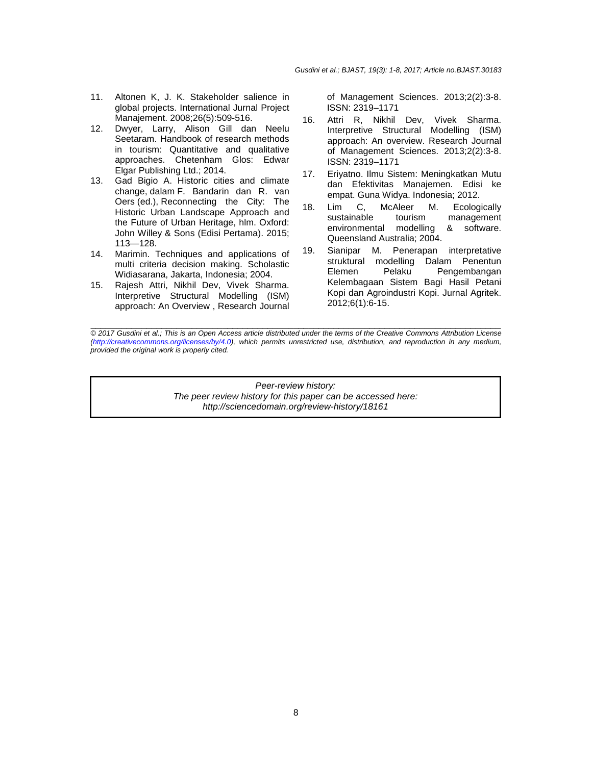11. Altonen K, J. K. Stakeholder salience in global projects. International Jurnal Project Manajement. 2008;26(5):509-516.
12. Dwyer, Larry, Alison Gill dan Neelu Seetaram. Handbook of research methods in tourism: Quantitative and qualitative approaches. Chetenham Glos: Edwar Elgar Publishing Ltd.; 2014.
13. Gad Bigio A. Historic cities and climate change, dalam F. Bandarin dan R. van Oers (ed.), Reconnecting the City: The Historic Urban Landscape Approach and the Future of Urban Heritage, hlm. Oxford: John Willey & Sons (Edisi Pertama). 2015; 113—128.
14. Marimin. Techniques and applications of multi criteria decision making. Scholastic Widiasarana, Jakarta, Indonesia; 2004.
15. Rajesh Attri, Nikhil Dev, Vivek Sharma. Interpretive Structural Modelling (ISM) approach: An Overview , Research Journal of Management Sciences. 2013;2(2):3-8. ISSN: 2319–1171
16. Attri R, Nikhil Dev, Vivek Sharma. Interpretive Structural Modelling (ISM) approach: An overview. Research Journal of Management Sciences. 2013;2(2):3-8. ISSN: 2319–1171
17. Eriyatno. Ilmu Sistem: Meningkatkan Mutu dan Efektivitas Manajemen. Edisi ke empat. Guna Widya. Indonesia; 2012.
18. Lim C, McAleer M. Ecologically sustainable tourism management environmental modelling & software. Queensland Australia; 2004.
19. Sianipar M. Penerapan interpretative struktural modelling Dalam Penentun Elemen Pelaku Pengembangan Kelembagaan Sistem Bagi Hasil Petani Kopi dan Agroindustri Kopi. Jurnal Agritek. 2012;6(1):6-15.

---

*© 2017 Gusdini et al.; This is an Open Access article distributed under the terms of the Creative Commons Attribution License (http://creativecommons.org/licenses/by/4.0), which permits unrestricted use, distribution, and reproduction in any medium, provided the original work is properly cited.*

*Peer-review history:*
*The peer review history for this paper can be accessed here:*
*http://sciencedomain.org/review-history/18161*